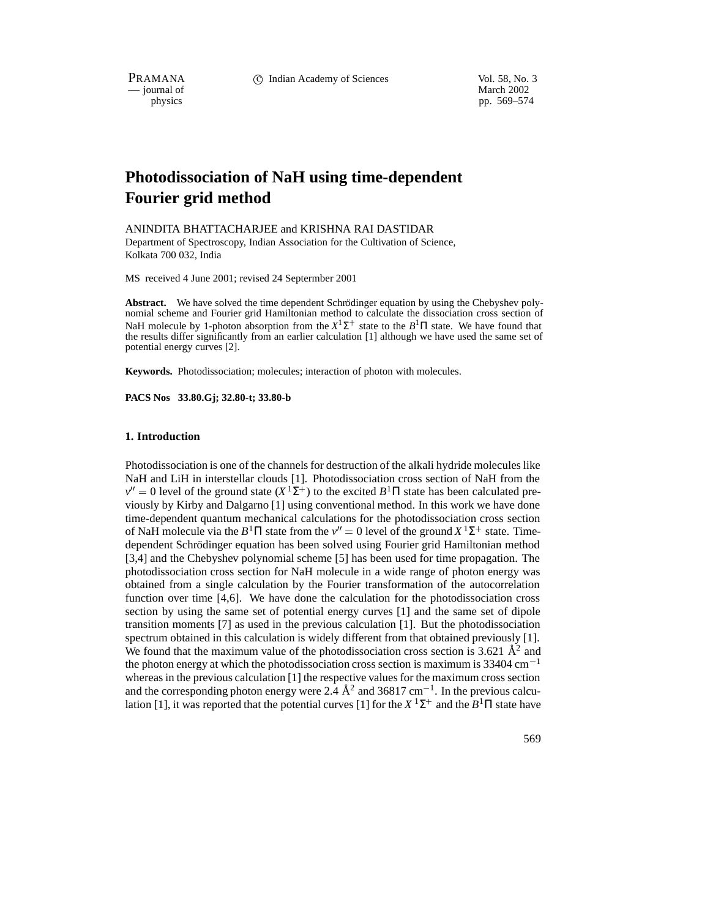# Photodissociation of NaH using time-dependent Fourier grid method

ANINDITA BHATTACHARJEE and KRISHNA RAI DASTIDAR

Department of Spectroscopy, Indian Association for the Cultivation of Science, Kolkata 700 032, India

MS received 4 June 2001; revised 24 Septermber 2001

**Abstract.** We have solved the time dependent Schrödinger equation by using the Chebyshev polynomial scheme and Fourier grid Hamiltonian method to calculate the dissociation cross section of NaH molecule by 1-photon absorption from the $X^1\Sigma^+$ state to the $B^1\Pi$ state. We have found that the results differ significantly from an earlier calculation [1] although we have used the same set of potential energy curves [2].

**Keywords.** Photodissociation; molecules; interaction of photon with molecules.

**PACS Nos 33.80.Gj; 32.80-t; 33.80-b**

## 1. Introduction

Photodissociation is one of the channels for destruction of the alkali hydride molecules like NaH and LiH in interstellar clouds [1]. Photodissociation cross section of NaH from the $v'' = 0$ level of the ground state ($X\,^1\Sigma^+$) to the excited $B^1\Pi$ state has been calculated previously by Kirby and Dalgarno [1] using conventional method. In this work we have done time-dependent quantum mechanical calculations for the photodissociation cross section of NaH molecule via the $B^1\Pi$ state from the $v'' = 0$ level of the ground $X\,^1\Sigma^+$ state. Time-dependent Schrödinger equation has been solved using Fourier grid Hamiltonian method [3,4] and the Chebyshev polynomial scheme [5] has been used for time propagation. The photodissociation cross section for NaH molecule in a wide range of photon energy was obtained from a single calculation by the Fourier transformation of the autocorrelation function over time [4,6]. We have done the calculation for the photodissociation cross section by using the same set of potential energy curves [1] and the same set of dipole transition moments [7] as used in the previous calculation [1]. But the photodissociation spectrum obtained in this calculation is widely different from that obtained previously [1]. We found that the maximum value of the photodissociation cross section is 3.621 Å$^2$ and the photon energy at which the photodissociation cross section is maximum is 33404 cm$^{-1}$ whereas in the previous calculation [1] the respective values for the maximum cross section and the corresponding photon energy were 2.4 Å$^2$ and 36817 cm$^{-1}$. In the previous calculation [1], it was reported that the potential curves [1] for the $X\,^1\Sigma^+$ and the $B^1\Pi$ state have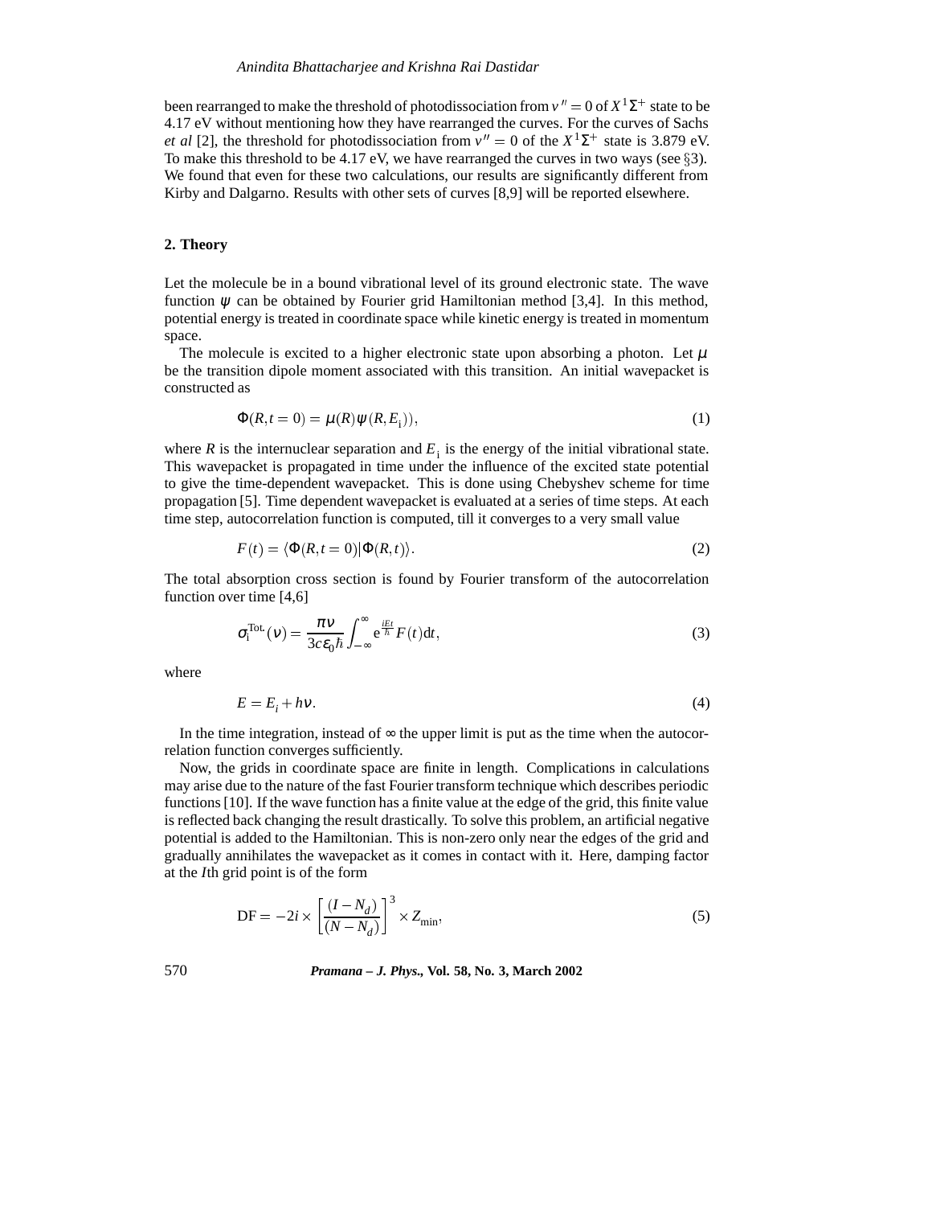been rearranged to make the threshold of photodissociation from $v'' = 0$ of $X^1\Sigma^+$ state to be 4.17 eV without mentioning how they have rearranged the curves. For the curves of Sachs *et al* [2], the threshold for photodissociation from $v'' = 0$ of the $X^1\Sigma^+$ state is 3.879 eV. To make this threshold to be 4.17 eV, we have rearranged the curves in two ways (see §3). We found that even for these two calculations, our results are significantly different from Kirby and Dalgarno. Results with other sets of curves [8,9] will be reported elsewhere.

## 2. Theory

Let the molecule be in a bound vibrational level of its ground electronic state. The wave function $\psi$ can be obtained by Fourier grid Hamiltonian method [3,4]. In this method, potential energy is treated in coordinate space while kinetic energy is treated in momentum space.

The molecule is excited to a higher electronic state upon absorbing a photon. Let $\mu$ be the transition dipole moment associated with this transition. An initial wavepacket is constructed as

$$\Phi(R, t=0) = \mu(R)\psi(R, E_{\mathrm{i}})), \tag{1}$$

where $R$ is the internuclear separation and $E_{\mathrm{i}}$ is the energy of the initial vibrational state. This wavepacket is propagated in time under the influence of the excited state potential to give the time-dependent wavepacket. This is done using Chebyshev scheme for time propagation [5]. Time dependent wavepacket is evaluated at a series of time steps. At each time step, autocorrelation function is computed, till it converges to a very small value

$$F(t) = \langle \Phi(R, t=0) | \Phi(R, t) \rangle. \tag{2}$$

The total absorption cross section is found by Fourier transform of the autocorrelation function over time [4,6]

$$\sigma_{\mathrm{i}}^{\mathrm{Tot.}}(\nu) = \frac{\pi\nu}{3c\varepsilon_0\hbar}\int_{-\infty}^{\infty} \mathrm{e}^{\frac{iEt}{\hbar}} F(t)\mathrm{d}t, \tag{3}$$

where

$$E = E_i + h\nu. \tag{4}$$

In the time integration, instead of $\infty$ the upper limit is put as the time when the autocorrelation function converges sufficiently.

Now, the grids in coordinate space are finite in length. Complications in calculations may arise due to the nature of the fast Fourier transform technique which describes periodic functions [10]. If the wave function has a finite value at the edge of the grid, this finite value is reflected back changing the result drastically. To solve this problem, an artificial negative potential is added to the Hamiltonian. This is non-zero only near the edges of the grid and gradually annihilates the wavepacket as it comes in contact with it. Here, damping factor at the $I$th grid point is of the form

$$\mathrm{DF} = -2i \times \left[\frac{(I - N_d)}{(N - N_d)}\right]^3 \times Z_{\min}, \tag{5}$$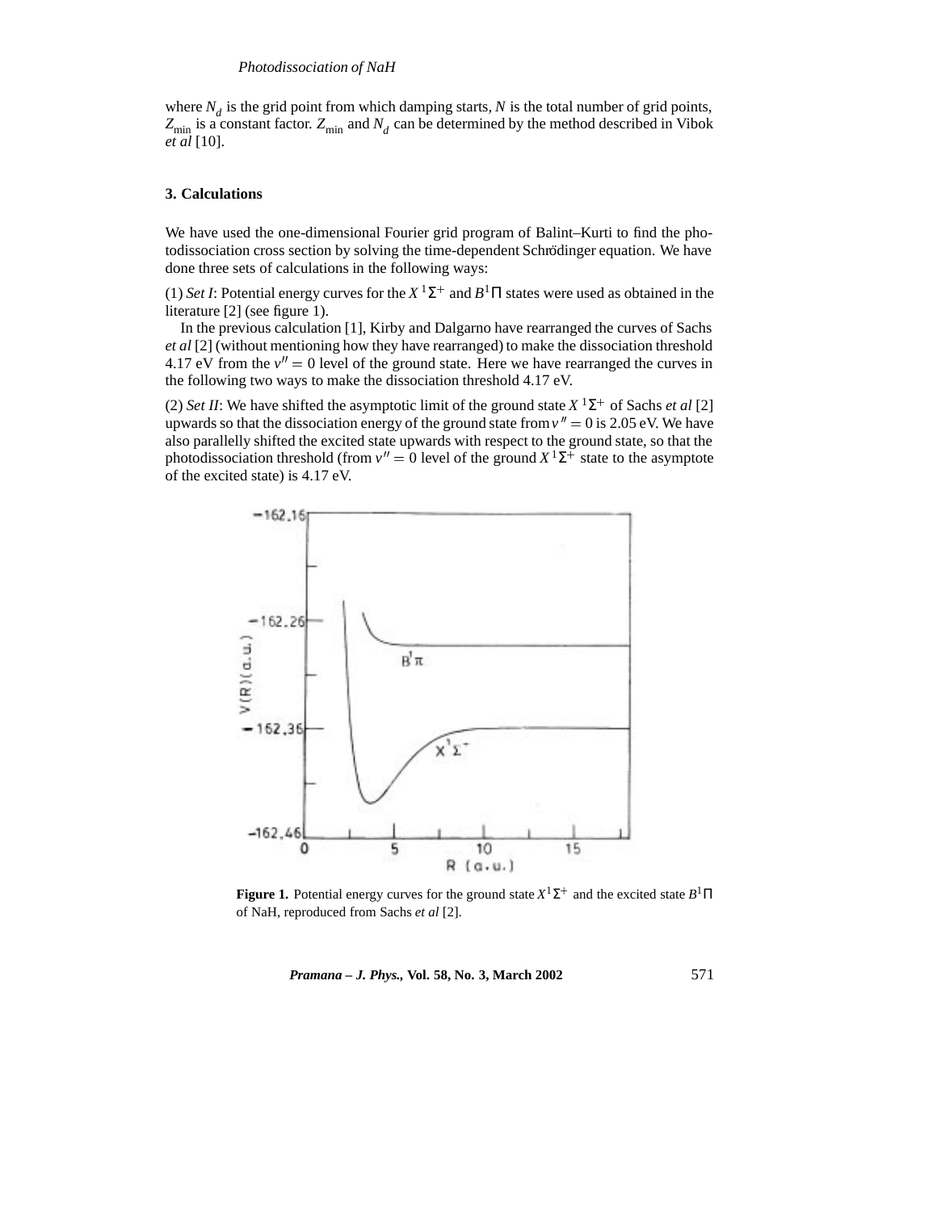where $N_d$ is the grid point from which damping starts, $N$ is the total number of grid points, $Z_{\min}$ is a constant factor. $Z_{\min}$ and $N_d$ can be determined by the method described in Vibok *et al* [10].

## 3. Calculations

We have used the one-dimensional Fourier grid program of Balint–Kurti to find the photodissociation cross section by solving the time-dependent Schrödinger equation. We have done three sets of calculations in the following ways:

(1) *Set I*: Potential energy curves for the $X\,^1\Sigma^+$ and $B^1\Pi$ states were used as obtained in the literature [2] (see figure 1).

In the previous calculation [1], Kirby and Dalgarno have rearranged the curves of Sachs *et al* [2] (without mentioning how they have rearranged) to make the dissociation threshold 4.17 eV from the $v'' = 0$ level of the ground state. Here we have rearranged the curves in the following two ways to make the dissociation threshold 4.17 eV.

(2) *Set II*: We have shifted the asymptotic limit of the ground state $X\,^1\Sigma^+$ of Sachs *et al* [2] upwards so that the dissociation energy of the ground state from $v'' = 0$ is 2.05 eV. We have also parallelly shifted the excited state upwards with respect to the ground state, so that the photodissociation threshold (from $v'' = 0$ level of the ground $X\,^1\Sigma^+$ state to the asymptote of the excited state) is 4.17 eV.

**Figure 1.** Potential energy curves for the ground state $X^1\Sigma^+$ and the excited state $B^1\Pi$ of NaH, reproduced from Sachs *et al* [2].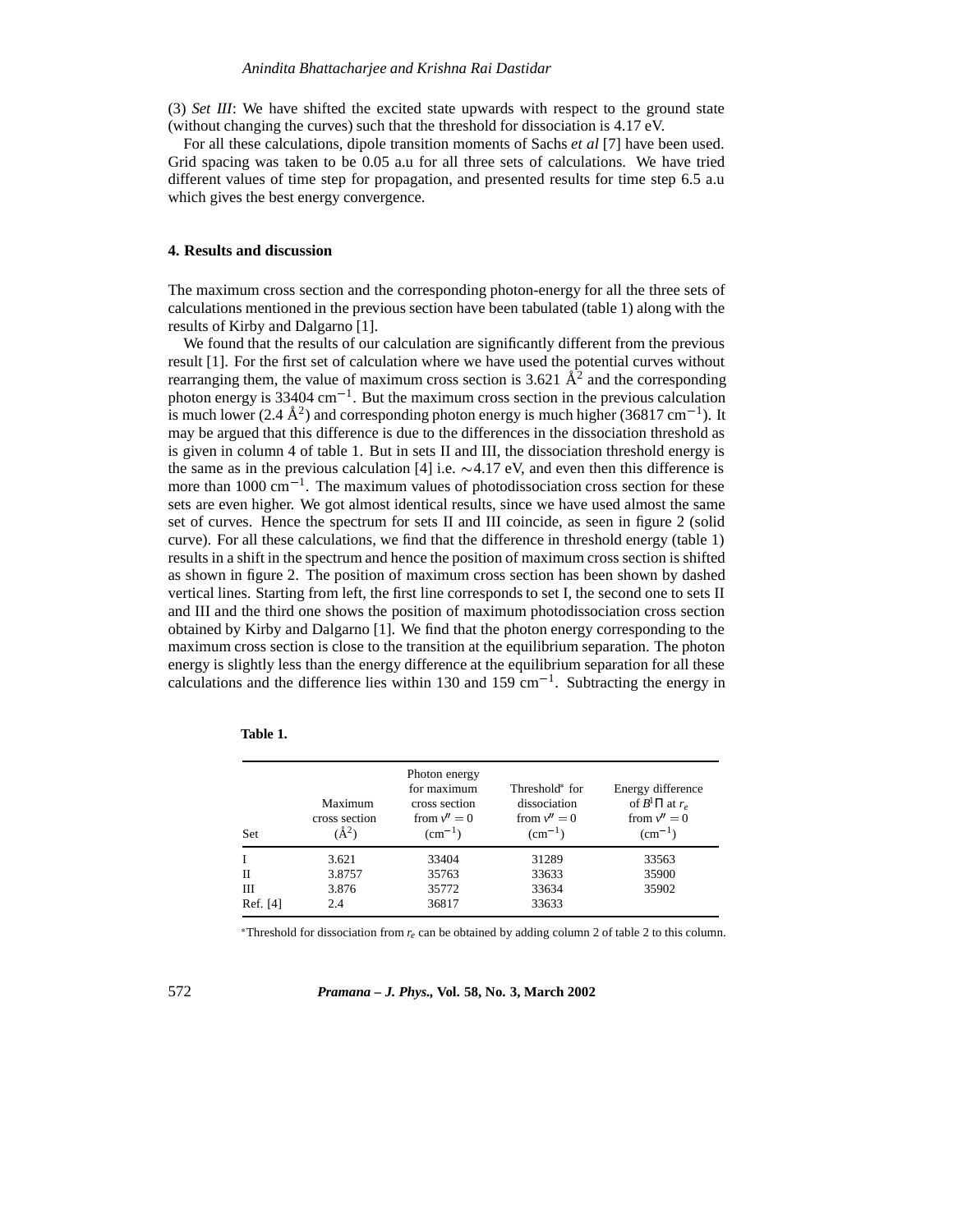(3) *Set III*: We have shifted the excited state upwards with respect to the ground state (without changing the curves) such that the threshold for dissociation is 4.17 eV.

For all these calculations, dipole transition moments of Sachs *et al* [7] have been used. Grid spacing was taken to be 0.05 a.u for all three sets of calculations. We have tried different values of time step for propagation, and presented results for time step 6.5 a.u which gives the best energy convergence.

## 4. Results and discussion

The maximum cross section and the corresponding photon-energy for all the three sets of calculations mentioned in the previous section have been tabulated (table 1) along with the results of Kirby and Dalgarno [1].

We found that the results of our calculation are significantly different from the previous result [1]. For the first set of calculation where we have used the potential curves without rearranging them, the value of maximum cross section is 3.621 Å$^2$ and the corresponding photon energy is 33404 cm$^{-1}$. But the maximum cross section in the previous calculation is much lower (2.4 Å$^2$) and corresponding photon energy is much higher (36817 cm$^{-1}$). It may be argued that this difference is due to the differences in the dissociation threshold as is given in column 4 of table 1. But in sets II and III, the dissociation threshold energy is the same as in the previous calculation [4] i.e. $\sim$4.17 eV, and even then this difference is more than 1000 cm$^{-1}$. The maximum values of photodissociation cross section for these sets are even higher. We got almost identical results, since we have used almost the same set of curves. Hence the spectrum for sets II and III coincide, as seen in figure 2 (solid curve). For all these calculations, we find that the difference in threshold energy (table 1) results in a shift in the spectrum and hence the position of maximum cross section is shifted as shown in figure 2. The position of maximum cross section has been shown by dashed vertical lines. Starting from left, the first line corresponds to set I, the second one to sets II and III and the third one shows the position of maximum photodissociation cross section obtained by Kirby and Dalgarno [1]. We find that the photon energy corresponding to the maximum cross section is close to the transition at the equilibrium separation. The photon energy is slightly less than the energy difference at the equilibrium separation for all these calculations and the difference lies within 130 and 159 cm$^{-1}$. Subtracting the energy in

**Table 1.**

| Set | Maximum cross section (Å$^2$) | Photon energy for maximum cross section from $v''=0$ (cm$^{-1}$) | Threshold* for dissociation from $v''=0$ (cm$^{-1}$) | Energy difference of $B^1\Pi$ at $r_e$ from $v''=0$ (cm$^{-1}$) |
|---|---|---|---|---|
| I | 3.621 | 33404 | 31289 | 33563 |
| II | 3.8757 | 35763 | 33633 | 35900 |
| III | 3.876 | 35772 | 33634 | 35902 |
| Ref. [4] | 2.4 | 36817 | 33633 | |

*Threshold for dissociation from $r_e$ can be obtained by adding column 2 of table 2 to this column.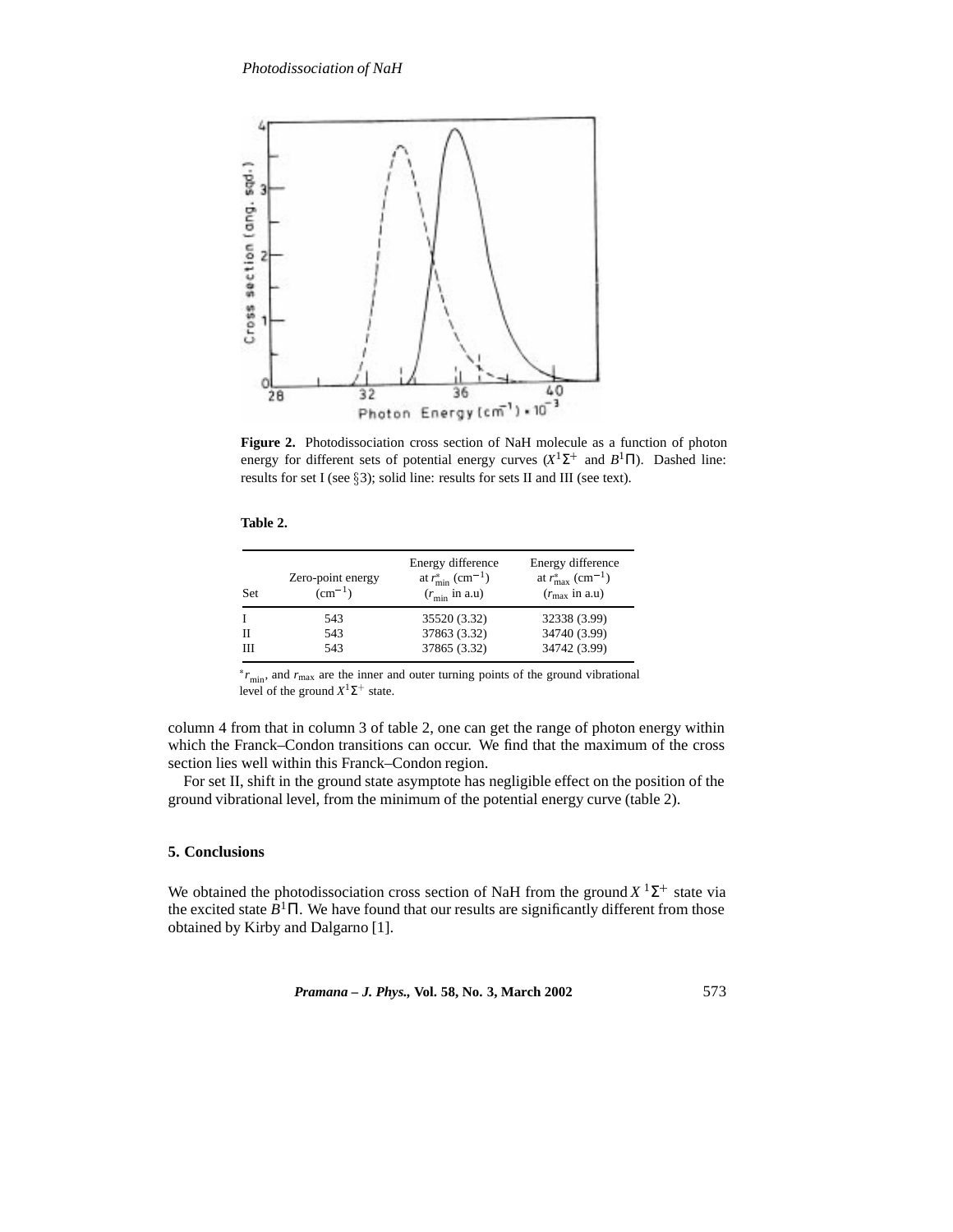**Figure 2.** Photodissociation cross section of NaH molecule as a function of photon energy for different sets of potential energy curves ($X^1\Sigma^+$ and $B^1\Pi$). Dashed line: results for set I (see §3); solid line: results for sets II and III (see text).

**Table 2.**

| Set | Zero-point energy ($\text{cm}^{-1}$) | Energy difference at $r^*_{\text{min}}$ ($\text{cm}^{-1}$) ($r_{\text{min}}$ in a.u) | Energy difference at $r^*_{\text{max}}$ ($\text{cm}^{-1}$) ($r_{\text{max}}$ in a.u) |
|---|---|---|---|
| I | 543 | 35520 (3.32) | 32338 (3.99) |
| II | 543 | 37863 (3.32) | 34740 (3.99) |
| III | 543 | 37865 (3.32) | 34742 (3.99) |

$^*r_{\text{min}}$, and $r_{\text{max}}$ are the inner and outer turning points of the ground vibrational level of the ground $X^1\Sigma^+$ state.

column 4 from that in column 3 of table 2, one can get the range of photon energy within which the Franck–Condon transitions can occur. We find that the maximum of the cross section lies well within this Franck–Condon region.

For set II, shift in the ground state asymptote has negligible effect on the position of the ground vibrational level, from the minimum of the potential energy curve (table 2).

## 5. Conclusions

We obtained the photodissociation cross section of NaH from the ground $X\,^1\Sigma^+$ state via the excited state $B^1\Pi$. We have found that our results are significantly different from those obtained by Kirby and Dalgarno [1].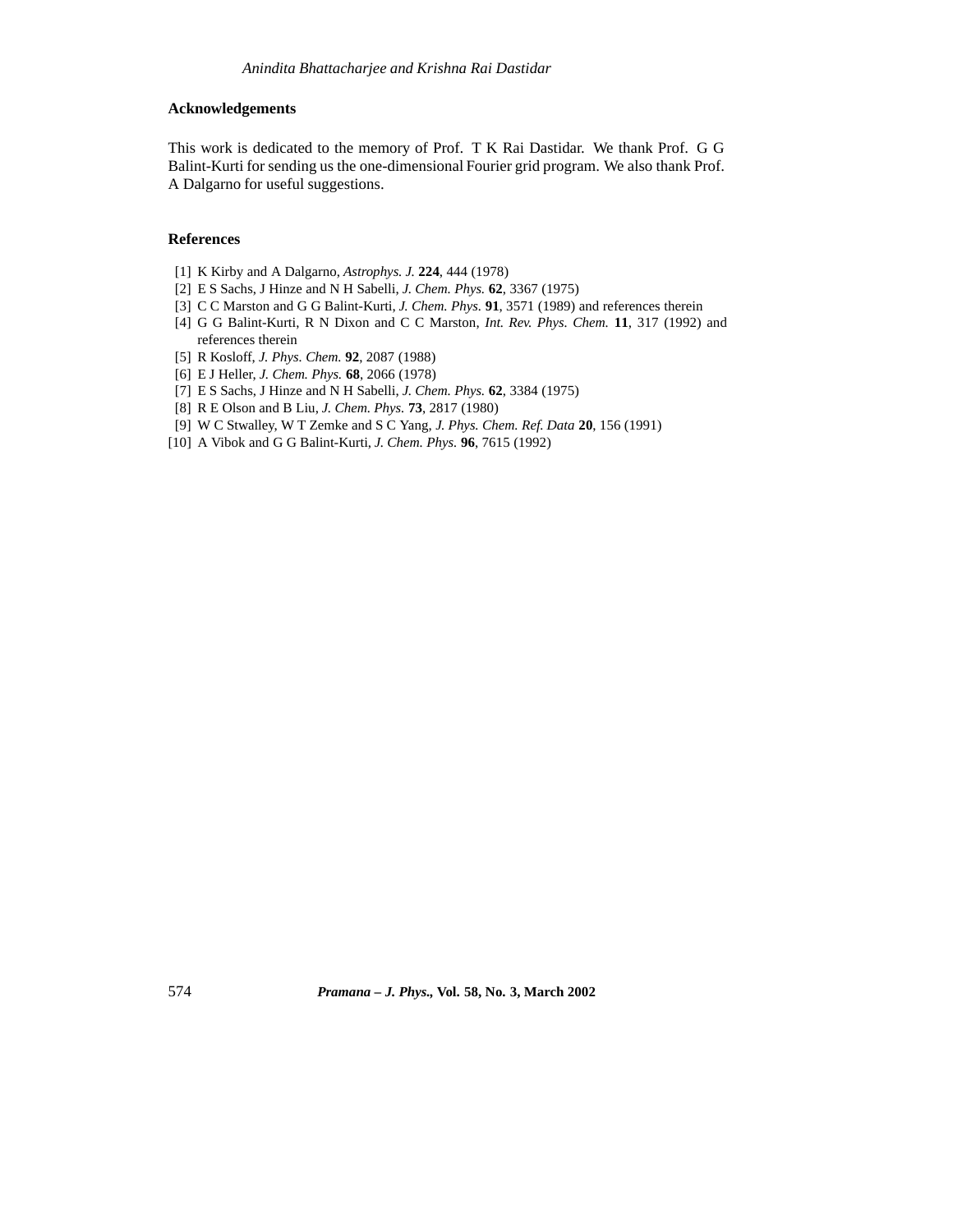## Acknowledgements

This work is dedicated to the memory of Prof. T K Rai Dastidar. We thank Prof. G G Balint-Kurti for sending us the one-dimensional Fourier grid program. We also thank Prof. A Dalgarno for useful suggestions.

## References

[1] K Kirby and A Dalgarno, *Astrophys. J.* **224**, 444 (1978)
[2] E S Sachs, J Hinze and N H Sabelli, *J. Chem. Phys.* **62**, 3367 (1975)
[3] C C Marston and G G Balint-Kurti, *J. Chem. Phys.* **91**, 3571 (1989) and references therein
[4] G G Balint-Kurti, R N Dixon and C C Marston, *Int. Rev. Phys. Chem.* **11**, 317 (1992) and references therein
[5] R Kosloff, *J. Phys. Chem.* **92**, 2087 (1988)
[6] E J Heller, *J. Chem. Phys.* **68**, 2066 (1978)
[7] E S Sachs, J Hinze and N H Sabelli, *J. Chem. Phys.* **62**, 3384 (1975)
[8] R E Olson and B Liu, *J. Chem. Phys.* **73**, 2817 (1980)
[9] W C Stwalley, W T Zemke and S C Yang, *J. Phys. Chem. Ref. Data* **20**, 156 (1991)
[10] A Vibok and G G Balint-Kurti, *J. Chem. Phys.* **96**, 7615 (1992)